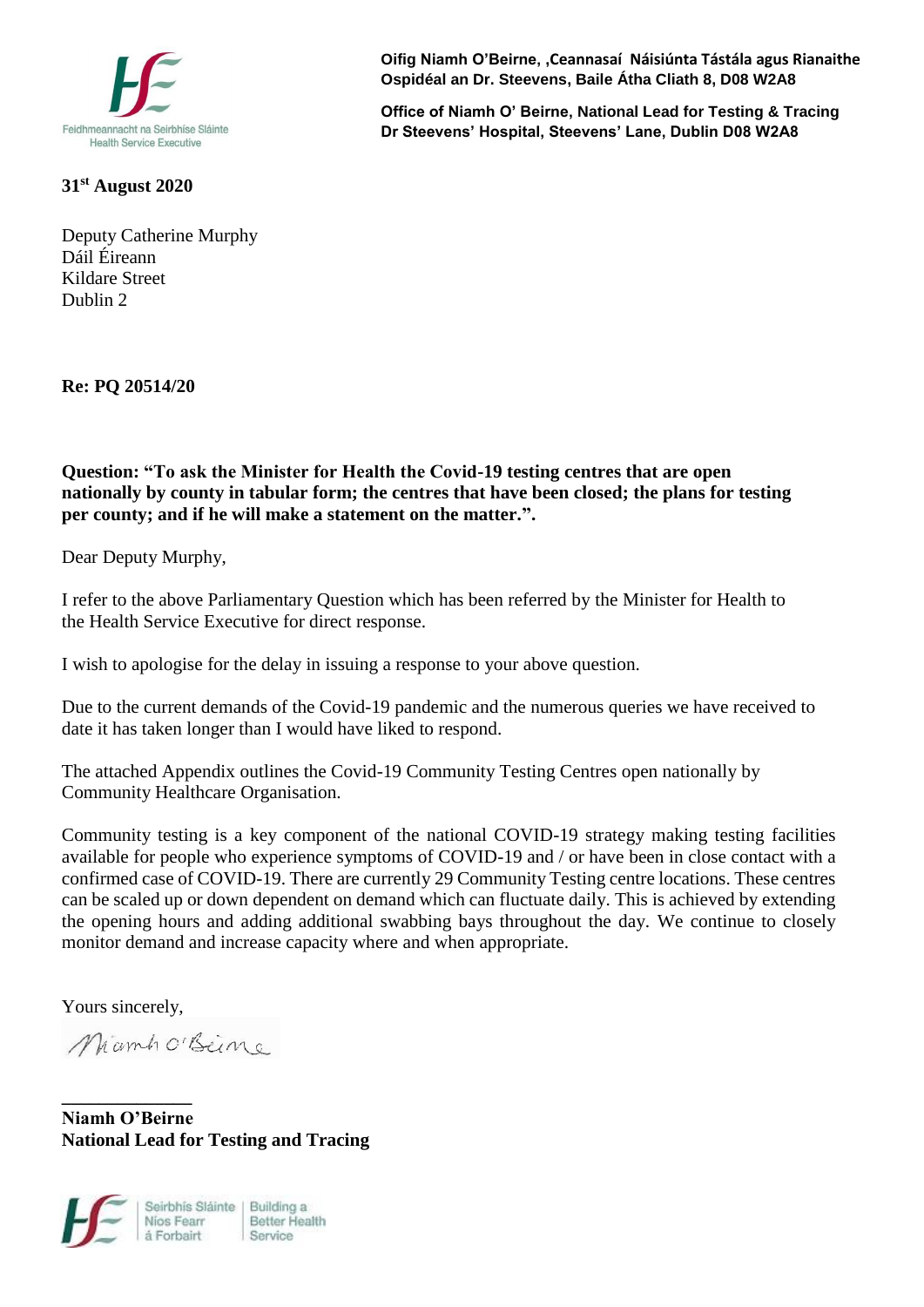Feidhmeannacht na Seirbhíse Sláinte
Health Service Executive

**Oifig Niamh O'Beirne, ,Ceannasaí Náisiúnta Tástála agus Rianaithe**
**Ospidéal an Dr. Steevens, Baile Átha Cliath 8, D08 W2A8**

**Office of Niamh O' Beirne, National Lead for Testing & Tracing**
**Dr Steevens' Hospital, Steevens' Lane, Dublin D08 W2A8**

**31st August 2020**

Deputy Catherine Murphy
Dáil Éireann
Kildare Street
Dublin 2

**Re: PQ 20514/20**

**Question: "To ask the Minister for Health the Covid-19 testing centres that are open nationally by county in tabular form; the centres that have been closed; the plans for testing per county; and if he will make a statement on the matter.".**

Dear Deputy Murphy,

I refer to the above Parliamentary Question which has been referred by the Minister for Health to the Health Service Executive for direct response.

I wish to apologise for the delay in issuing a response to your above question.

Due to the current demands of the Covid-19 pandemic and the numerous queries we have received to date it has taken longer than I would have liked to respond.

The attached Appendix outlines the Covid-19 Community Testing Centres open nationally by Community Healthcare Organisation.

Community testing is a key component of the national COVID-19 strategy making testing facilities available for people who experience symptoms of COVID-19 and / or have been in close contact with a confirmed case of COVID-19. There are currently 29 Community Testing centre locations. These centres can be scaled up or down dependent on demand which can fluctuate daily. This is achieved by extending the opening hours and adding additional swabbing bays throughout the day. We continue to closely monitor demand and increase capacity where and when appropriate.

Yours sincerely,

Niamh O'Beirne

**Niamh O'Beirne**
**National Lead for Testing and Tracing**

Seirbhís Sláinte Níos Fearr á Forbairt | Building a Better Health Service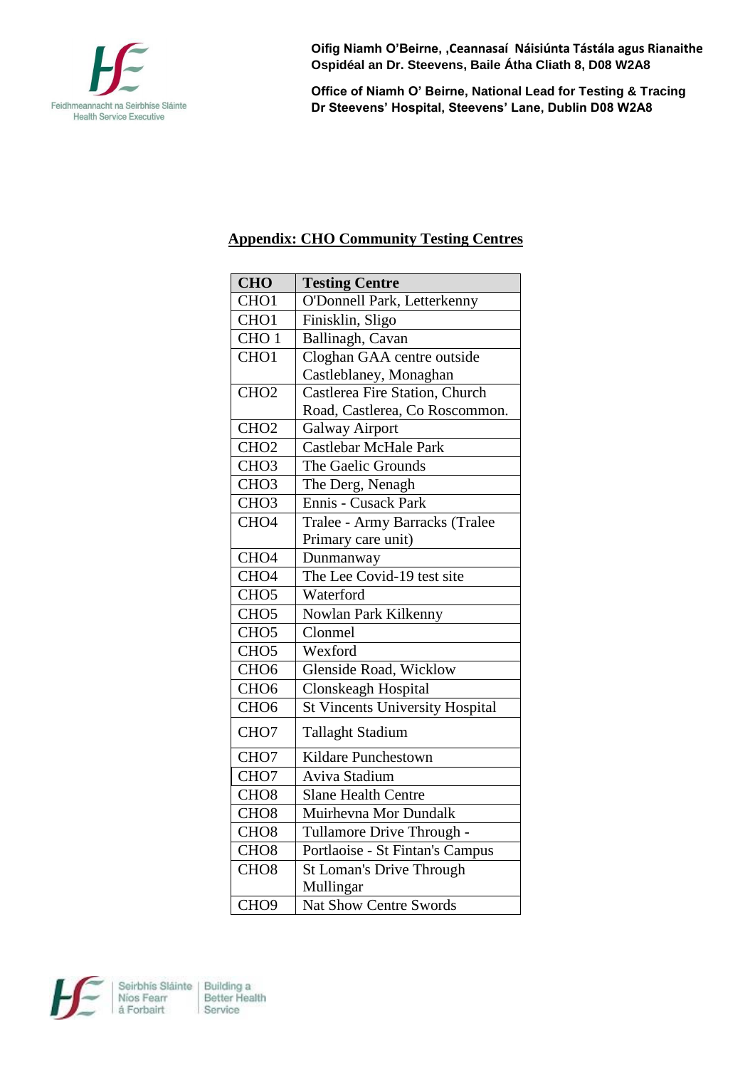Oifig Niamh O'Beirne, ,Ceannasaí Náisiúnta Tástála agus Rianaithe
Ospidéal an Dr. Steevens, Baile Átha Cliath 8, D08 W2A8

Office of Niamh O' Beirne, National Lead for Testing & Tracing
Dr Steevens' Hospital, Steevens' Lane, Dublin D08 W2A8

## Appendix: CHO Community Testing Centres

| CHO | Testing Centre |
|---|---|
| CHO1 | O'Donnell Park, Letterkenny |
| CHO1 | Finisklin, Sligo |
| CHO 1 | Ballinagh, Cavan |
| CHO1 | Cloghan GAA centre outside Castleblaney, Monaghan |
| CHO2 | Castlerea Fire Station, Church Road, Castlerea, Co Roscommon. |
| CHO2 | Galway Airport |
| CHO2 | Castlebar McHale Park |
| CHO3 | The Gaelic Grounds |
| CHO3 | The Derg, Nenagh |
| CHO3 | Ennis - Cusack Park |
| CHO4 | Tralee - Army Barracks (Tralee Primary care unit) |
| CHO4 | Dunmanway |
| CHO4 | The Lee Covid-19 test site |
| CHO5 | Waterford |
| CHO5 | Nowlan Park Kilkenny |
| CHO5 | Clonmel |
| CHO5 | Wexford |
| CHO6 | Glenside Road, Wicklow |
| CHO6 | Clonskeagh Hospital |
| CHO6 | St Vincents University Hospital |
| CHO7 | Tallaght Stadium |
| CHO7 | Kildare Punchestown |
| CHO7 | Aviva Stadium |
| CHO8 | Slane Health Centre |
| CHO8 | Muirhevna Mor Dundalk |
| CHO8 | Tullamore Drive Through - |
| CHO8 | Portlaoise - St Fintan's Campus |
| CHO8 | St Loman's Drive Through Mullingar |
| CHO9 | Nat Show Centre Swords |